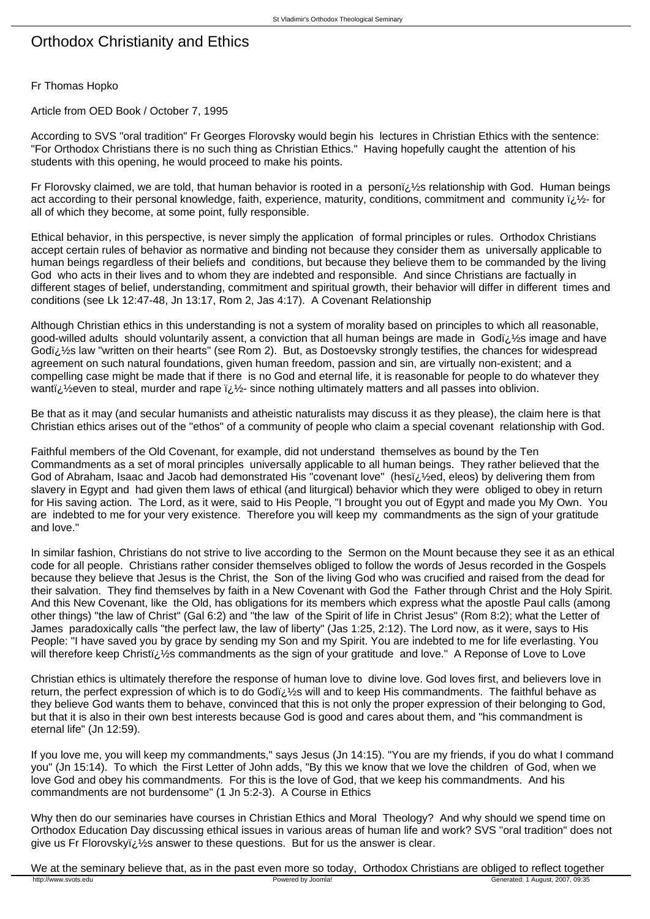# Orthodox Christianity and Ethics

Fr Thomas Hopko

Article from OED Book / October 7, 1995

According to SVS "oral tradition" Fr Georges Florovsky would begin his lectures in Christian Ethics with the sentence: "For Orthodox Christians there is no such thing as Christian Ethics." Having hopefully caught the attention of his students with this opening, he would proceed to make his points.

Fr Florovsky claimed, we are told, that human behavior is rooted in a personï¿½s relationship with God. Human beings act according to their personal knowledge, faith, experience, maturity, conditions, commitment and community ï¿½- for all of which they become, at some point, fully responsible.

Ethical behavior, in this perspective, is never simply the application of formal principles or rules. Orthodox Christians accept certain rules of behavior as normative and binding not because they consider them as universally applicable to human beings regardless of their beliefs and conditions, but because they believe them to be commanded by the living God who acts in their lives and to whom they are indebted and responsible. And since Christians are factually in different stages of belief, understanding, commitment and spiritual growth, their behavior will differ in different times and conditions (see Lk 12:47-48, Jn 13:17, Rom 2, Jas 4:17).

## A Covenant Relationship

Although Christian ethics in this understanding is not a system of morality based on principles to which all reasonable, good-willed adults should voluntarily assent, a conviction that all human beings are made in Godï¿½s image and have Godï¿½s law "written on their hearts" (see Rom 2). But, as Dostoevsky strongly testifies, the chances for widespread agreement on such natural foundations, given human freedom, passion and sin, are virtually non-existent; and a compelling case might be made that if there is no God and eternal life, it is reasonable for people to do whatever they wantï¿½even to steal, murder and rape ï¿½- since nothing ultimately matters and all passes into oblivion.

Be that as it may (and secular humanists and atheistic naturalists may discuss it as they please), the claim here is that Christian ethics arises out of the "ethos" of a community of people who claim a special covenant relationship with God.

Faithful members of the Old Covenant, for example, did not understand themselves as bound by the Ten Commandments as a set of moral principles universally applicable to all human beings. They rather believed that the God of Abraham, Isaac and Jacob had demonstrated His "covenant love" (hesï¿½ed, eleos) by delivering them from slavery in Egypt and had given them laws of ethical (and liturgical) behavior which they were obliged to obey in return for His saving action. The Lord, as it were, said to His People, "I brought you out of Egypt and made you My Own. You are indebted to me for your very existence. Therefore you will keep my commandments as the sign of your gratitude and love."

In similar fashion, Christians do not strive to live according to the Sermon on the Mount because they see it as an ethical code for all people. Christians rather consider themselves obliged to follow the words of Jesus recorded in the Gospels because they believe that Jesus is the Christ, the Son of the living God who was crucified and raised from the dead for their salvation. They find themselves by faith in a New Covenant with God the Father through Christ and the Holy Spirit. And this New Covenant, like the Old, has obligations for its members which express what the apostle Paul calls (among other things) "the law of Christ" (Gal 6:2) and "the law of the Spirit of life in Christ Jesus" (Rom 8:2); what the Letter of James paradoxically calls "the perfect law, the law of liberty" (Jas 1:25, 2:12). The Lord now, as it were, says to His People: "I have saved you by grace by sending my Son and my Spirit. You are indebted to me for life everlasting. You will therefore keep Christï¿½s commandments as the sign of your gratitude and love."

## A Reponse of Love to Love

Christian ethics is ultimately therefore the response of human love to divine love. God loves first, and believers love in return, the perfect expression of which is to do Godï¿½s will and to keep His commandments. The faithful behave as they believe God wants them to behave, convinced that this is not only the proper expression of their belonging to God, but that it is also in their own best interests because God is good and cares about them, and "his commandment is eternal life" (Jn 12:59).

If you love me, you will keep my commandments," says Jesus (Jn 14:15). "You are my friends, if you do what I command you" (Jn 15:14). To which the First Letter of John adds, "By this we know that we love the children of God, when we love God and obey his commandments. For this is the love of God, that we keep his commandments. And his commandments are not burdensome" (1 Jn 5:2-3).

## A Course in Ethics

Why then do our seminaries have courses in Christian Ethics and Moral Theology? And why should we spend time on Orthodox Education Day discussing ethical issues in various areas of human life and work? SVS "oral tradition" does not give us Fr Florovskyï¿½s answer to these questions. But for us the answer is clear.

We at the seminary believe that, as in the past even more so today, Orthodox Christians are obliged to reflect together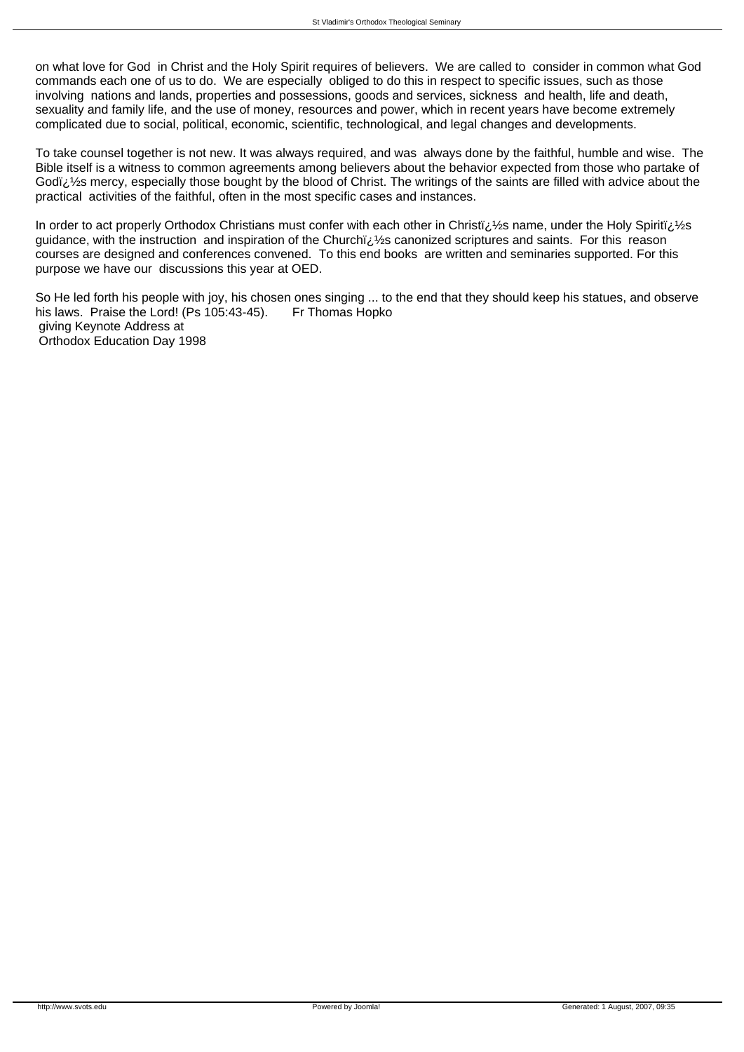on what love for God in Christ and the Holy Spirit requires of believers. We are called to consider in common what God commands each one of us to do. We are especially obliged to do this in respect to specific issues, such as those involving nations and lands, properties and possessions, goods and services, sickness and health, life and death, sexuality and family life, and the use of money, resources and power, which in recent years have become extremely complicated due to social, political, economic, scientific, technological, and legal changes and developments.

To take counsel together is not new. It was always required, and was always done by the faithful, humble and wise. The Bible itself is a witness to common agreements among believers about the behavior expected from those who partake of Godï¿½s mercy, especially those bought by the blood of Christ. The writings of the saints are filled with advice about the practical activities of the faithful, often in the most specific cases and instances.

In order to act properly Orthodox Christians must confer with each other in Christï¿½s name, under the Holy Spiritï¿½s guidance, with the instruction and inspiration of the Churchï¿½s canonized scriptures and saints. For this reason courses are designed and conferences convened. To this end books are written and seminaries supported. For this purpose we have our discussions this year at OED.

So He led forth his people with joy, his chosen ones singing ... to the end that they should keep his statues, and observe his laws. Praise the Lord! (Ps 105:43-45). Fr Thomas Hopko
giving Keynote Address at
Orthodox Education Day 1998